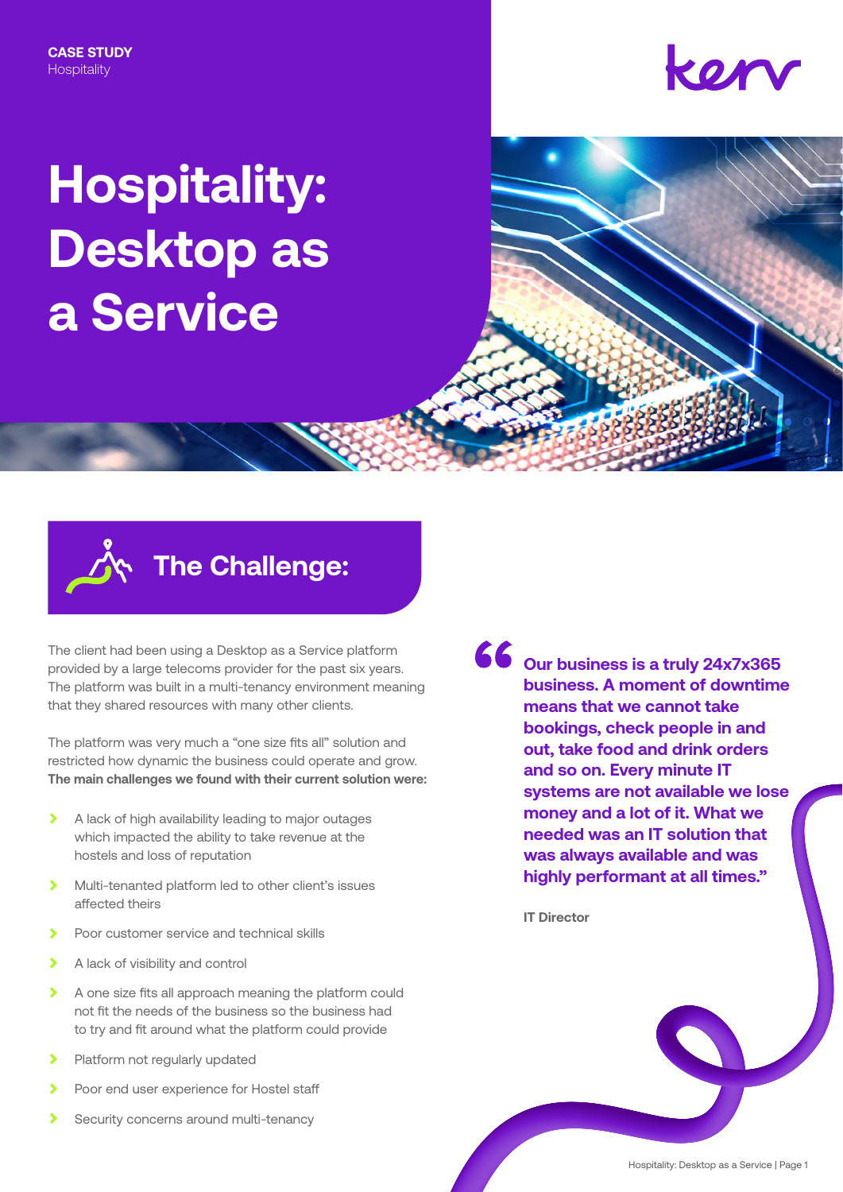**CASE STUDY**
Hospitality

# Hospitality: Desktop as a Service

## The Challenge:

The client had been using a Desktop as a Service platform provided by a large telecoms provider for the past six years. The platform was built in a multi-tenancy environment meaning that they shared resources with many other clients.

The platform was very much a "one size fits all" solution and restricted how dynamic the business could operate and grow. **The main challenges we found with their current solution were:**

- A lack of high availability leading to major outages which impacted the ability to take revenue at the hostels and loss of reputation
- Multi-tenanted platform led to other client's issues affected theirs
- Poor customer service and technical skills
- A lack of visibility and control
- A one size fits all approach meaning the platform could not fit the needs of the business so the business had to try and fit around what the platform could provide
- Platform not regularly updated
- Poor end user experience for Hostel staff
- Security concerns around multi-tenancy

> **"Our business is a truly 24x7x365 business. A moment of downtime means that we cannot take bookings, check people in and out, take food and drink orders and so on. Every minute IT systems are not available we lose money and a lot of it. What we needed was an IT solution that was always available and was highly performant at all times."**
>
> **IT Director**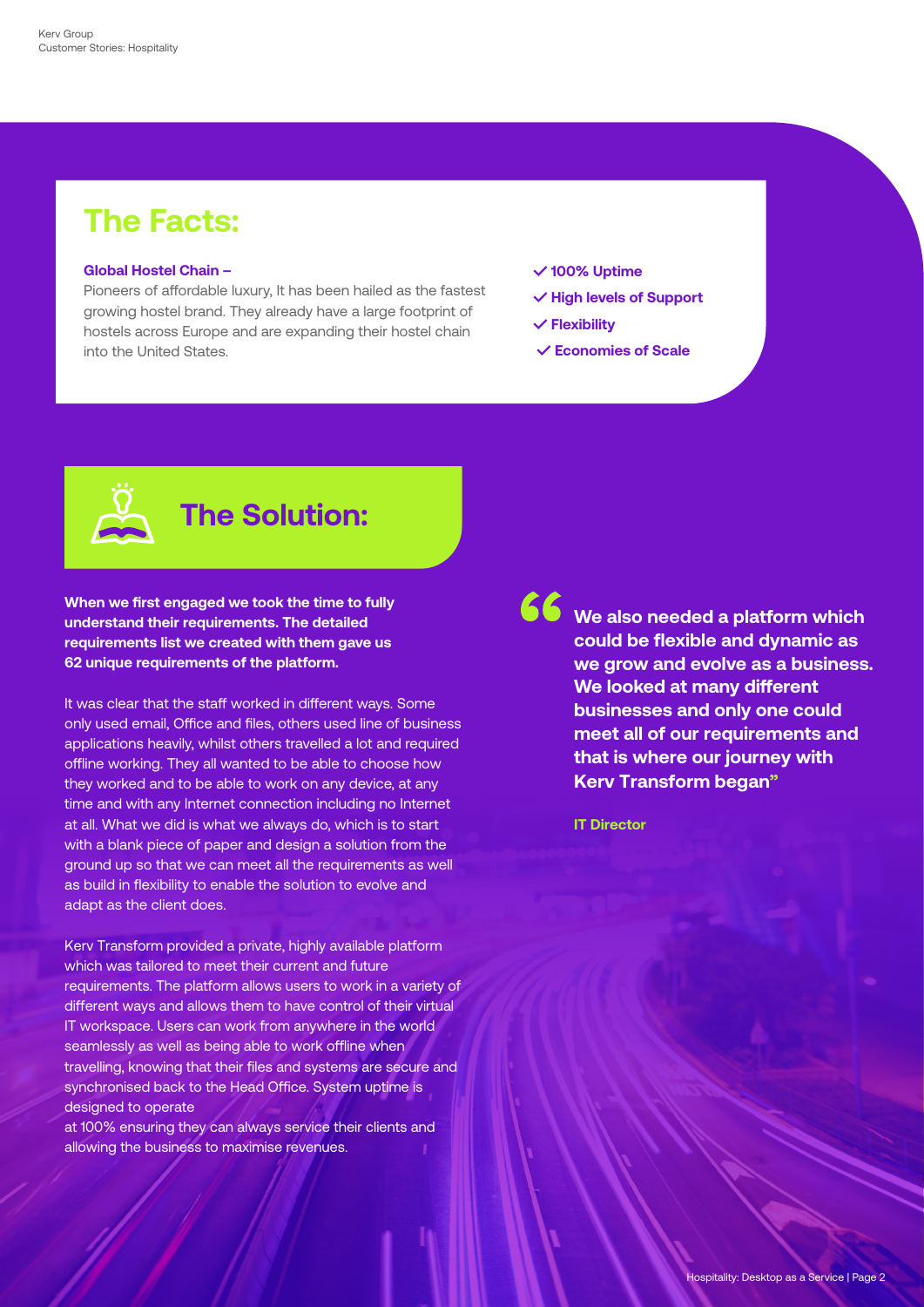## The Facts:

**Global Hostel Chain –**
Pioneers of affordable luxury, It has been hailed as the fastest growing hostel brand. They already have a large footprint of hostels across Europe and are expanding their hostel chain into the United States.

- ✓ **100% Uptime**
- ✓ **High levels of Support**
- ✓ **Flexibility**
- ✓ **Economies of Scale**

## The Solution:

**When we first engaged we took the time to fully understand their requirements. The detailed requirements list we created with them gave us 62 unique requirements of the platform.**

It was clear that the staff worked in different ways. Some only used email, Office and files, others used line of business applications heavily, whilst others travelled a lot and required offline working. They all wanted to be able to choose how they worked and to be able to work on any device, at any time and with any Internet connection including no Internet at all. What we did is what we always do, which is to start with a blank piece of paper and design a solution from the ground up so that we can meet all the requirements as well as build in flexibility to enable the solution to evolve and adapt as the client does.

Kerv Transform provided a private, highly available platform which was tailored to meet their current and future requirements. The platform allows users to work in a variety of different ways and allows them to have control of their virtual IT workspace. Users can work from anywhere in the world seamlessly as well as being able to work offline when travelling, knowing that their files and systems are secure and synchronised back to the Head Office. System uptime is designed to operate at 100% ensuring they can always service their clients and allowing the business to maximise revenues.

> **“We also needed a platform which could be flexible and dynamic as we grow and evolve as a business. We looked at many different businesses and only one could meet all of our requirements and that is where our journey with Kerv Transform began”**
>
> **IT Director**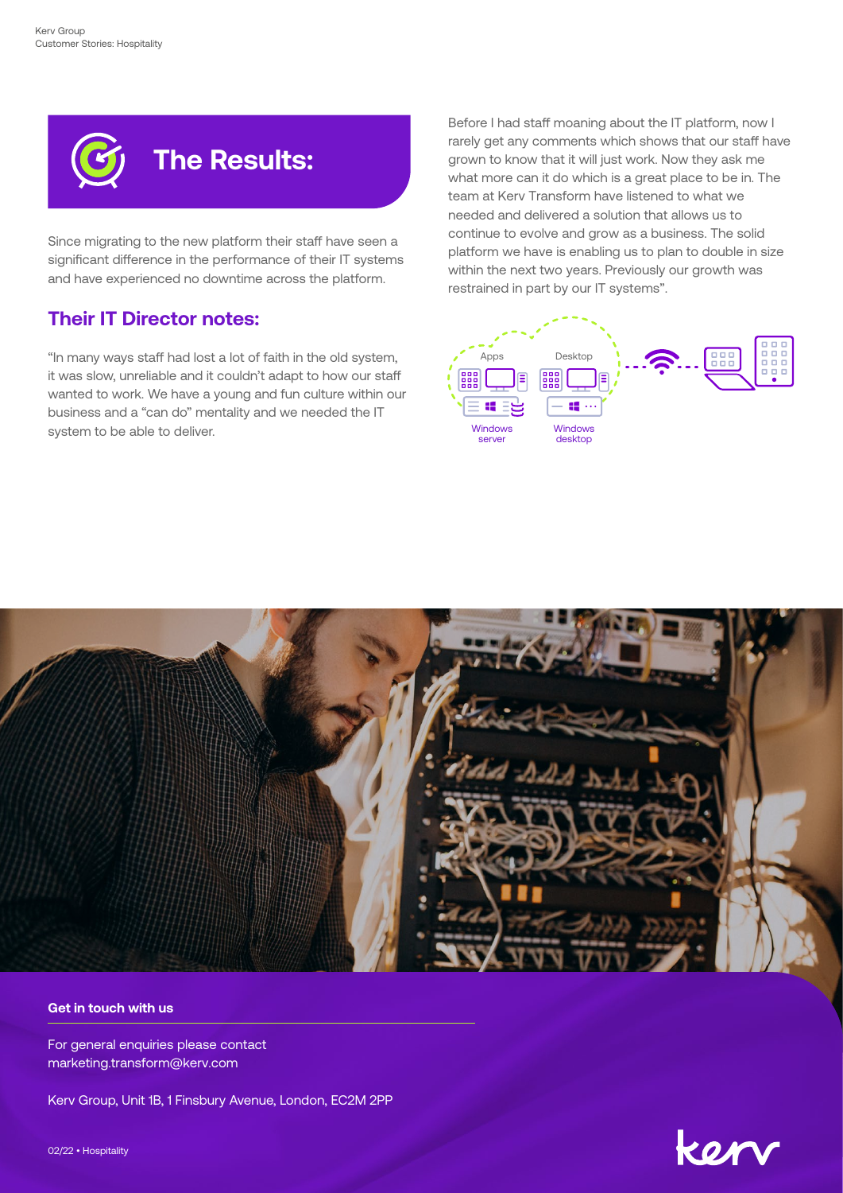## The Results:

Since migrating to the new platform their staff have seen a significant difference in the performance of their IT systems and have experienced no downtime across the platform.

### Their IT Director notes:

"In many ways staff had lost a lot of faith in the old system, it was slow, unreliable and it couldn't adapt to how our staff wanted to work. We have a young and fun culture within our business and a "can do" mentality and we needed the IT system to be able to deliver.

Before I had staff moaning about the IT platform, now I rarely get any comments which shows that our staff have grown to know that it will just work. Now they ask me what more can it do which is a great place to be in. The team at Kerv Transform have listened to what we needed and delivered a solution that allows us to continue to evolve and grow as a business. The solid platform we have is enabling us to plan to double in size within the next two years. Previously our growth was restrained in part by our IT systems".

Apps

Desktop

Windows server

Windows desktop

**Get in touch with us**

For general enquiries please contact
marketing.transform@kerv.com

Kerv Group, Unit 1B, 1 Finsbury Avenue, London, EC2M 2PP

02/22 • Hospitality